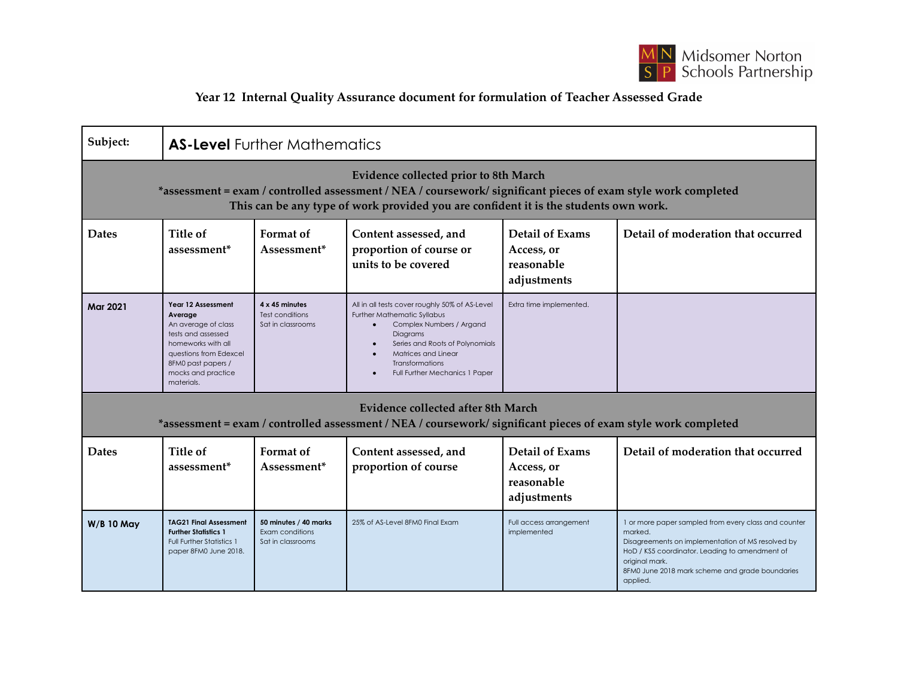Midsomer Norton Schools Partnership

## Year 12 Internal Quality Assurance document for formulation of Teacher Assessed Grade

| Subject: | **AS-Level** Further Mathematics | | | | |
|---|---|---|---|---|---|
| **Evidence collected prior to 8th March**<br>*assessment = exam / controlled assessment / NEA / coursework/ significant pieces of exam style work completed<br>This can be any type of work provided you are confident it is the students own work. | | | | | |
| **Dates** | **Title of assessment*** | **Format of Assessment*** | **Content assessed, and proportion of course or units to be covered** | **Detail of Exams Access, or reasonable adjustments** | **Detail of moderation that occurred** |
| **Mar 2021** | **Year 12 Assessment Average**<br>An average of class tests and assessed homeworks with all questions from Edexcel 8FM0 past papers / mocks and practice materials. | **4 x 45 minutes**<br>Test conditions<br>Sat in classrooms | All in all tests cover roughly 50% of AS-Level Further Mathematic Syllabus<br>• Complex Numbers / Argand Diagrams<br>• Series and Roots of Polynomials<br>• Matrices and Linear Transformations<br>• Full Further Mechanics 1 Paper | Extra time implemented. | |
| **Evidence collected after 8th March**<br>*assessment = exam / controlled assessment / NEA / coursework/ significant pieces of exam style work completed | | | | | |
| **Dates** | **Title of assessment*** | **Format of Assessment*** | **Content assessed, and proportion of course** | **Detail of Exams Access, or reasonable adjustments** | **Detail of moderation that occurred** |
| **W/B 10 May** | **TAG21 Final Assessment Further Statistics 1**<br>Full Further Statistics 1 paper 8FM0 June 2018. | **50 minutes / 40 marks**<br>Exam conditions<br>Sat in classrooms | 25% of AS-Level 8FM0 Final Exam | Full access arrangement implemented | 1 or more paper sampled from every class and counter marked.<br>Disagreements on implementation of MS resolved by HoD / KS5 coordinator. Leading to amendment of original mark.<br>8FM0 June 2018 mark scheme and grade boundaries applied. |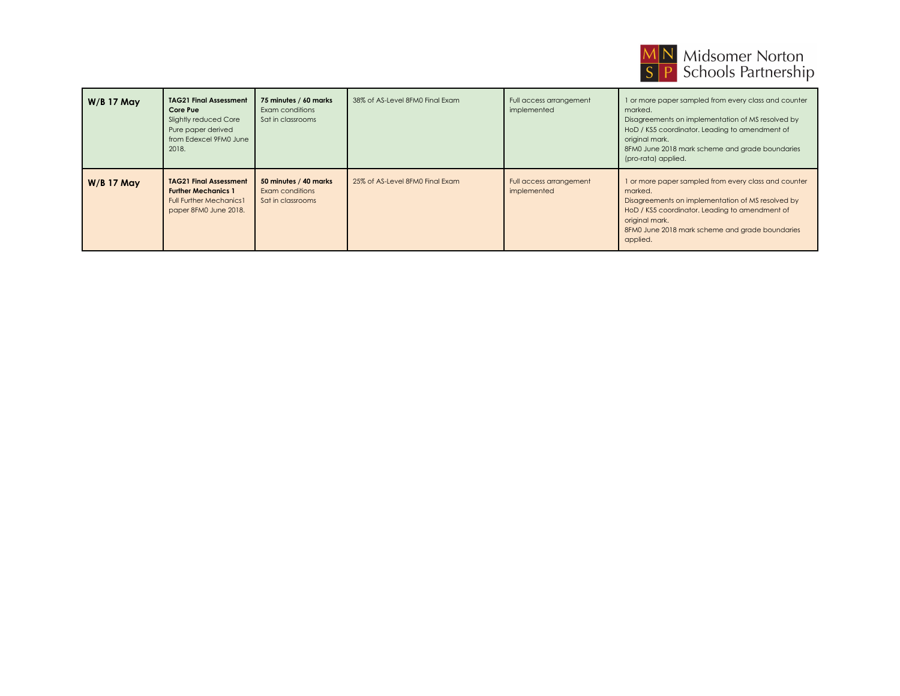| | | | | | |
|---|---|---|---|---|---|
| **W/B 17 May** | **TAG21 Final Assessment Core Pue**<br>Slightly reduced Core Pure paper derived from Edexcel 9FM0 June 2018. | **75 minutes / 60 marks**<br>Exam conditions<br>Sat in classrooms | 38% of AS-Level 8FM0 Final Exam | Full access arrangement implemented | 1 or more paper sampled from every class and counter marked.<br>Disagreements on implementation of MS resolved by HoD / KS5 coordinator. Leading to amendment of original mark.<br>8FM0 June 2018 mark scheme and grade boundaries (pro-rata) applied. |
| **W/B 17 May** | **TAG21 Final Assessment Further Mechanics 1**<br>Full Further Mechanics1 paper 8FM0 June 2018. | **50 minutes / 40 marks**<br>Exam conditions<br>Sat in classrooms | 25% of AS-Level 8FM0 Final Exam | Full access arrangement implemented | 1 or more paper sampled from every class and counter marked.<br>Disagreements on implementation of MS resolved by HoD / KS5 coordinator. Leading to amendment of original mark.<br>8FM0 June 2018 mark scheme and grade boundaries applied. |